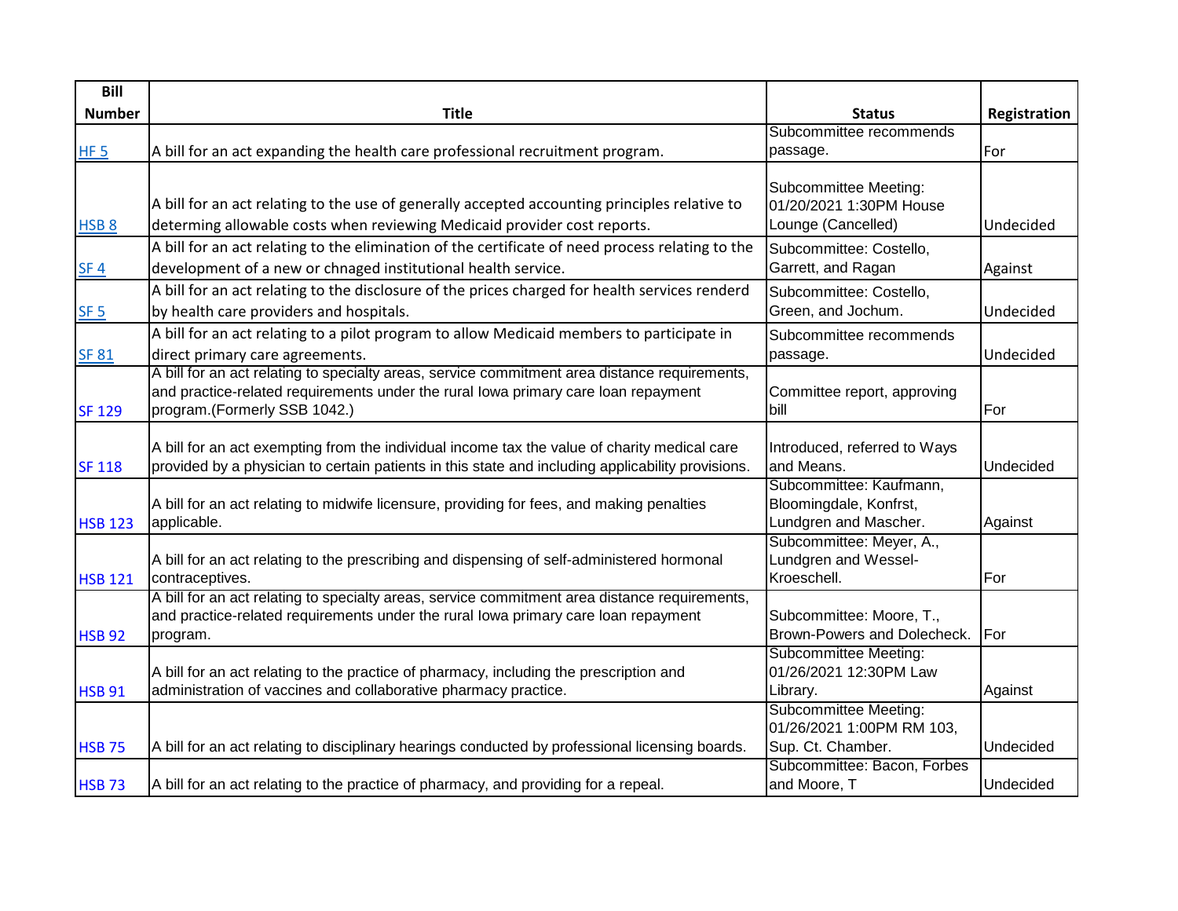| Bill Number | Title | Status | Registration |
|---|---|---|---|
| HF 5 | A bill for an act expanding the health care professional recruitment program. | Subcommittee recommends passage. | For |
| HSB 8 | A bill for an act relating to the use of generally accepted accounting principles relative to determing allowable costs when reviewing Medicaid provider cost reports. | Subcommittee Meeting: 01/20/2021 1:30PM House Lounge (Cancelled) | Undecided |
| SF 4 | A bill for an act relating to the elimination of the certificate of need process relating to the development of a new or chnaged institutional health service. | Subcommittee: Costello, Garrett, and Ragan | Against |
| SF 5 | A bill for an act relating to the disclosure of the prices charged for health services renderd by health care providers and hospitals. | Subcommittee: Costello, Green, and Jochum. | Undecided |
| SF 81 | A bill for an act relating to a pilot program to allow Medicaid members to participate in direct primary care agreements. | Subcommittee recommends passage. | Undecided |
| SF 129 | A bill for an act relating to specialty areas, service commitment area distance requirements, and practice-related requirements under the rural Iowa primary care loan repayment program.(Formerly SSB 1042.) | Committee report, approving bill | For |
| SF 118 | A bill for an act exempting from the individual income tax the value of charity medical care provided by a physician to certain patients in this state and including applicability provisions. | Introduced, referred to Ways and Means. | Undecided |
| HSB 123 | A bill for an act relating to midwife licensure, providing for fees, and making penalties applicable. | Subcommittee: Kaufmann, Bloomingdale, Konfrst, Lundgren and Mascher. | Against |
| HSB 121 | A bill for an act relating to the prescribing and dispensing of self-administered hormonal contraceptives. | Subcommittee: Meyer, A., Lundgren and Wessel-Kroeschell. | For |
| HSB 92 | A bill for an act relating to specialty areas, service commitment area distance requirements, and practice-related requirements under the rural Iowa primary care loan repayment program. | Subcommittee: Moore, T., Brown-Powers and Dolecheck. | For |
| HSB 91 | A bill for an act relating to the practice of pharmacy, including the prescription and administration of vaccines and collaborative pharmacy practice. | Subcommittee Meeting: 01/26/2021 12:30PM Law Library. | Against |
| HSB 75 | A bill for an act relating to disciplinary hearings conducted by professional licensing boards. | Subcommittee Meeting: 01/26/2021 1:00PM RM 103, Sup. Ct. Chamber. | Undecided |
| HSB 73 | A bill for an act relating to the practice of pharmacy, and providing for a repeal. | Subcommittee: Bacon, Forbes and Moore, T | Undecided |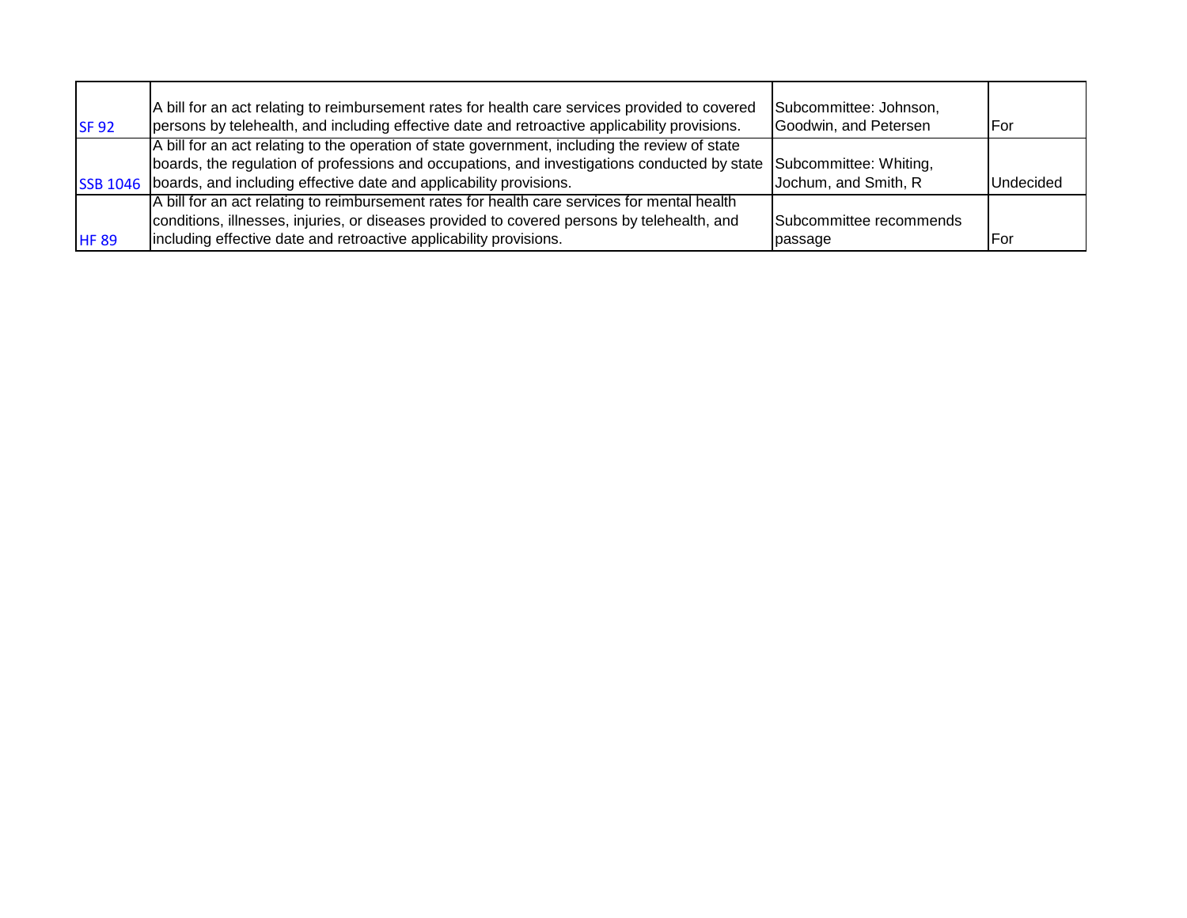| | | | |
|---|---|---|---|
| SF 92 | A bill for an act relating to reimbursement rates for health care services provided to covered persons by telehealth, and including effective date and retroactive applicability provisions. | Subcommittee: Johnson, Goodwin, and Petersen | For |
| SSB 1046 | A bill for an act relating to the operation of state government, including the review of state boards, the regulation of professions and occupations, and investigations conducted by state boards, and including effective date and applicability provisions. | Subcommittee: Whiting, Jochum, and Smith, R | Undecided |
| HF 89 | A bill for an act relating to reimbursement rates for health care services for mental health conditions, illnesses, injuries, or diseases provided to covered persons by telehealth, and including effective date and retroactive applicability provisions. | Subcommittee recommends passage | For |